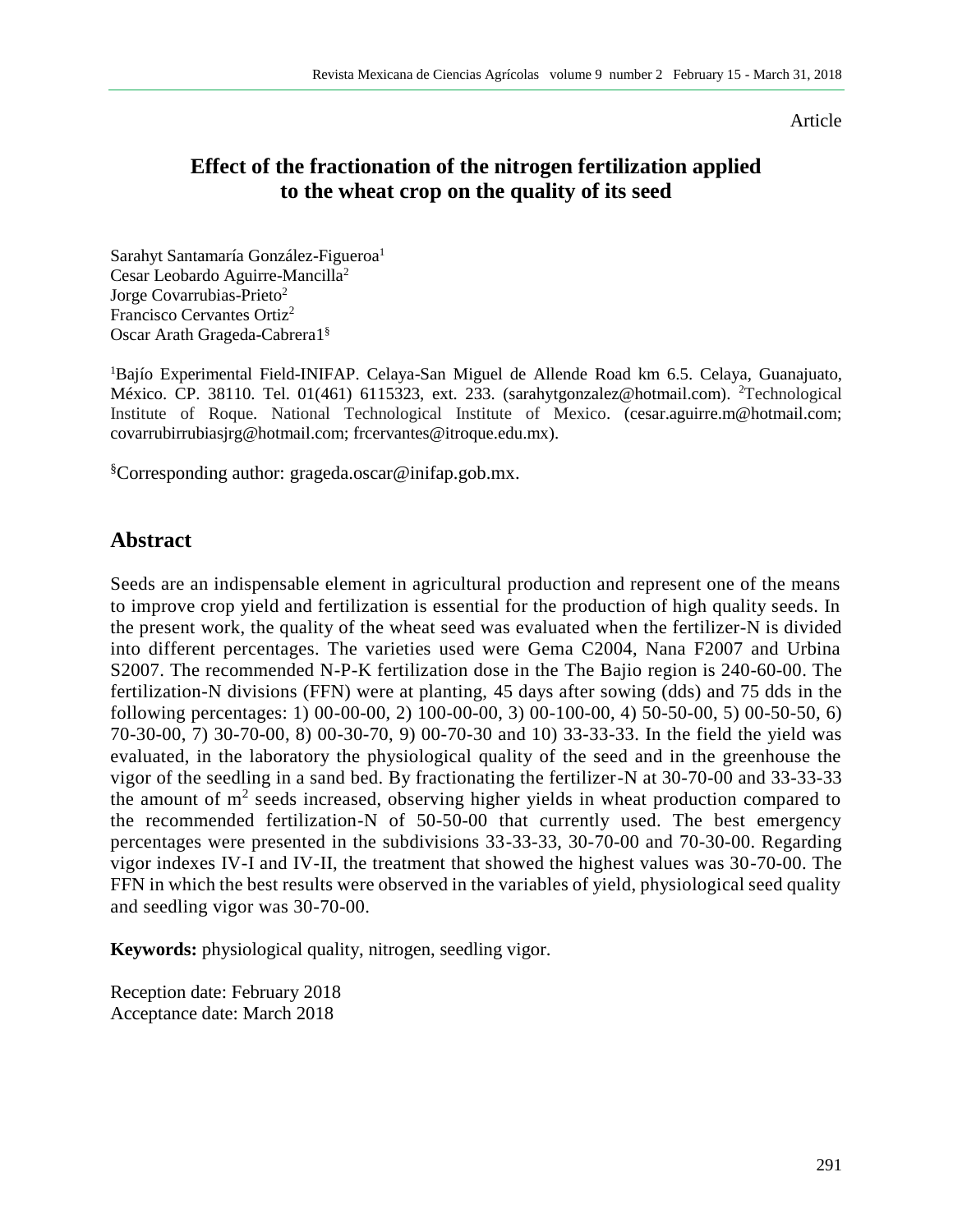Article

# Effect of the fractionation of the nitrogen fertilization applied to the wheat crop on the quality of its seed

Sarahyt Santamaría González-Figueroa[1]
Cesar Leobardo Aguirre-Mancilla[2]
Jorge Covarrubias-Prieto[2]
Francisco Cervantes Ortiz[2]
Oscar Arath Grageda-Cabrera1[§]

[1]Bajío Experimental Field-INIFAP. Celaya-San Miguel de Allende Road km 6.5. Celaya, Guanajuato, México. CP. 38110. Tel. 01(461) 6115323, ext. 233. (sarahytgonzalez@hotmail.com). [2]Technological Institute of Roque. National Technological Institute of Mexico. (cesar.aguirre.m@hotmail.com; covarrubirrubiasjrg@hotmail.com; frcervantes@itroque.edu.mx).

[§]Corresponding author: grageda.oscar@inifap.gob.mx.

## Abstract

Seeds are an indispensable element in agricultural production and represent one of the means to improve crop yield and fertilization is essential for the production of high quality seeds. In the present work, the quality of the wheat seed was evaluated when the fertilizer-N is divided into different percentages. The varieties used were Gema C2004, Nana F2007 and Urbina S2007. The recommended N-P-K fertilization dose in the The Bajio region is 240-60-00. The fertilization-N divisions (FFN) were at planting, 45 days after sowing (dds) and 75 dds in the following percentages: 1) 00-00-00, 2) 100-00-00, 3) 00-100-00, 4) 50-50-00, 5) 00-50-50, 6) 70-30-00, 7) 30-70-00, 8) 00-30-70, 9) 00-70-30 and 10) 33-33-33. In the field the yield was evaluated, in the laboratory the physiological quality of the seed and in the greenhouse the vigor of the seedling in a sand bed. By fractionating the fertilizer-N at 30-70-00 and 33-33-33 the amount of $m^2$ seeds increased, observing higher yields in wheat production compared to the recommended fertilization-N of 50-50-00 that currently used. The best emergency percentages were presented in the subdivisions 33-33-33, 30-70-00 and 70-30-00. Regarding vigor indexes IV-I and IV-II, the treatment that showed the highest values was 30-70-00. The FFN in which the best results were observed in the variables of yield, physiological seed quality and seedling vigor was 30-70-00.

**Keywords:** physiological quality, nitrogen, seedling vigor.

Reception date: February 2018
Acceptance date: March 2018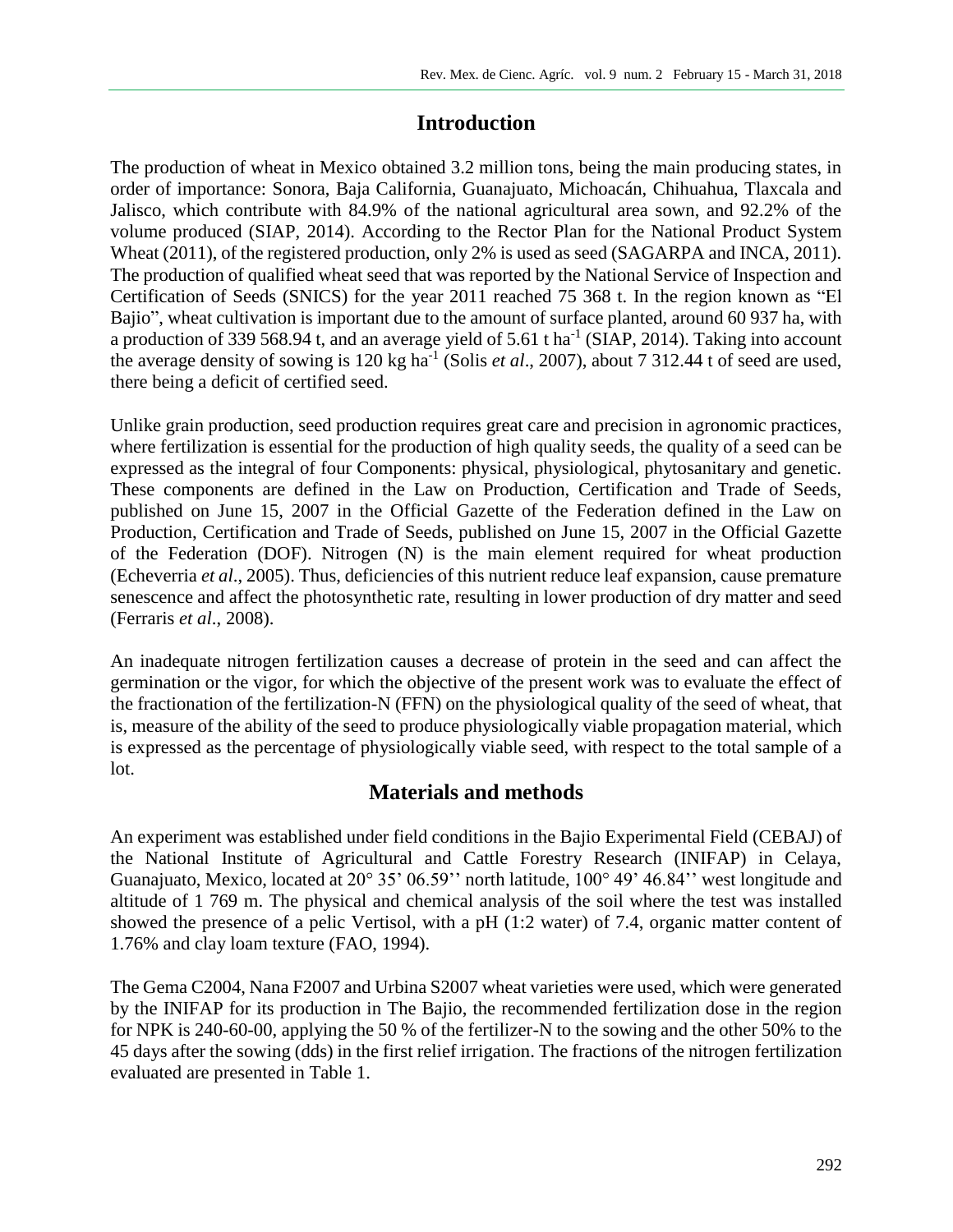## Introduction

The production of wheat in Mexico obtained 3.2 million tons, being the main producing states, in order of importance: Sonora, Baja California, Guanajuato, Michoacán, Chihuahua, Tlaxcala and Jalisco, which contribute with 84.9% of the national agricultural area sown, and 92.2% of the volume produced (SIAP, 2014). According to the Rector Plan for the National Product System Wheat (2011), of the registered production, only 2% is used as seed (SAGARPA and INCA, 2011). The production of qualified wheat seed that was reported by the National Service of Inspection and Certification of Seeds (SNICS) for the year 2011 reached 75 368 t. In the region known as "El Bajio", wheat cultivation is important due to the amount of surface planted, around 60 937 ha, with a production of 339 568.94 t, and an average yield of 5.61 t $ha^{-1}$ (SIAP, 2014). Taking into account the average density of sowing is 120 kg $ha^{-1}$ (Solis *et al*., 2007), about 7 312.44 t of seed are used, there being a deficit of certified seed.

Unlike grain production, seed production requires great care and precision in agronomic practices, where fertilization is essential for the production of high quality seeds, the quality of a seed can be expressed as the integral of four Components: physical, physiological, phytosanitary and genetic. These components are defined in the Law on Production, Certification and Trade of Seeds, published on June 15, 2007 in the Official Gazette of the Federation defined in the Law on Production, Certification and Trade of Seeds, published on June 15, 2007 in the Official Gazette of the Federation (DOF). Nitrogen (N) is the main element required for wheat production (Echeverria *et al*., 2005). Thus, deficiencies of this nutrient reduce leaf expansion, cause premature senescence and affect the photosynthetic rate, resulting in lower production of dry matter and seed (Ferraris *et al*., 2008).

An inadequate nitrogen fertilization causes a decrease of protein in the seed and can affect the germination or the vigor, for which the objective of the present work was to evaluate the effect of the fractionation of the fertilization-N (FFN) on the physiological quality of the seed of wheat, that is, measure of the ability of the seed to produce physiologically viable propagation material, which is expressed as the percentage of physiologically viable seed, with respect to the total sample of a lot.

## Materials and methods

An experiment was established under field conditions in the Bajio Experimental Field (CEBAJ) of the National Institute of Agricultural and Cattle Forestry Research (INIFAP) in Celaya, Guanajuato, Mexico, located at 20° 35' 06.59'' north latitude, 100° 49' 46.84'' west longitude and altitude of 1 769 m. The physical and chemical analysis of the soil where the test was installed showed the presence of a pelic Vertisol, with a pH (1:2 water) of 7.4, organic matter content of 1.76% and clay loam texture (FAO, 1994).

The Gema C2004, Nana F2007 and Urbina S2007 wheat varieties were used, which were generated by the INIFAP for its production in The Bajio, the recommended fertilization dose in the region for NPK is 240-60-00, applying the 50 % of the fertilizer-N to the sowing and the other 50% to the 45 days after the sowing (dds) in the first relief irrigation. The fractions of the nitrogen fertilization evaluated are presented in Table 1.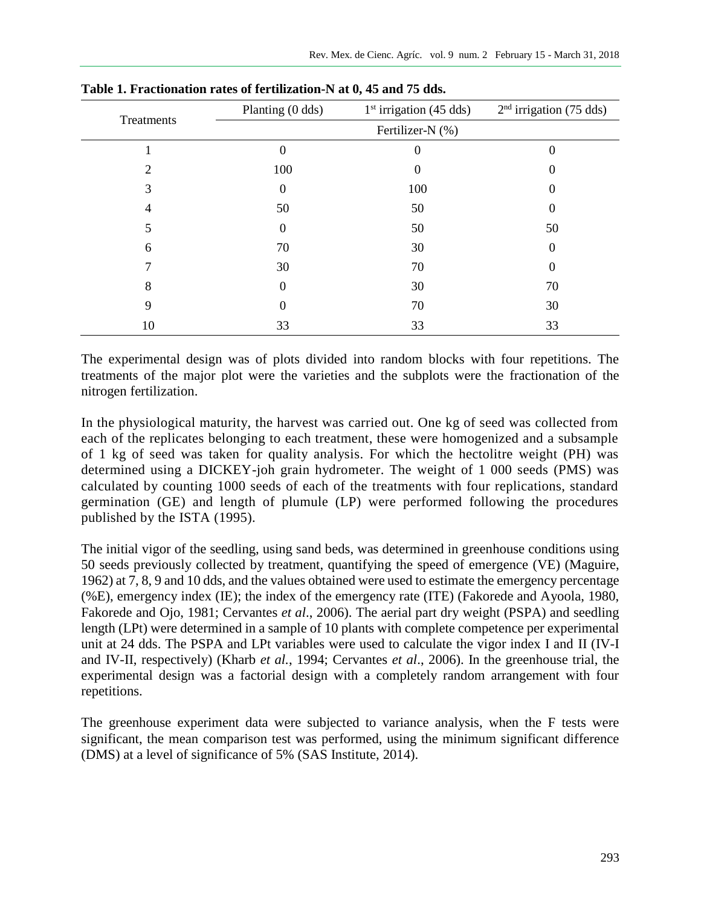**Table 1. Fractionation rates of fertilization-N at 0, 45 and 75 dds.**

| Treatments | Planting (0 dds) | 1st irrigation (45 dds) | 2nd irrigation (75 dds) |
|---|---|---|---|
| | Fertilizer-N (%) | | |
| 1 | 0 | 0 | 0 |
| 2 | 100 | 0 | 0 |
| 3 | 0 | 100 | 0 |
| 4 | 50 | 50 | 0 |
| 5 | 0 | 50 | 50 |
| 6 | 70 | 30 | 0 |
| 7 | 30 | 70 | 0 |
| 8 | 0 | 30 | 70 |
| 9 | 0 | 70 | 30 |
| 10 | 33 | 33 | 33 |

The experimental design was of plots divided into random blocks with four repetitions. The treatments of the major plot were the varieties and the subplots were the fractionation of the nitrogen fertilization.

In the physiological maturity, the harvest was carried out. One kg of seed was collected from each of the replicates belonging to each treatment, these were homogenized and a subsample of 1 kg of seed was taken for quality analysis. For which the hectolitre weight (PH) was determined using a DICKEY-joh grain hydrometer. The weight of 1 000 seeds (PMS) was calculated by counting 1000 seeds of each of the treatments with four replications, standard germination (GE) and length of plumule (LP) were performed following the procedures published by the ISTA (1995).

The initial vigor of the seedling, using sand beds, was determined in greenhouse conditions using 50 seeds previously collected by treatment, quantifying the speed of emergence (VE) (Maguire, 1962) at 7, 8, 9 and 10 dds, and the values obtained were used to estimate the emergency percentage (%E), emergency index (IE); the index of the emergency rate (ITE) (Fakorede and Ayoola, 1980, Fakorede and Ojo, 1981; Cervantes *et al*., 2006). The aerial part dry weight (PSPA) and seedling length (LPt) were determined in a sample of 10 plants with complete competence per experimental unit at 24 dds. The PSPA and LPt variables were used to calculate the vigor index I and II (IV-I and IV-II, respectively) (Kharb *et al.*, 1994; Cervantes *et al*., 2006). In the greenhouse trial, the experimental design was a factorial design with a completely random arrangement with four repetitions.

The greenhouse experiment data were subjected to variance analysis, when the F tests were significant, the mean comparison test was performed, using the minimum significant difference (DMS) at a level of significance of 5% (SAS Institute, 2014).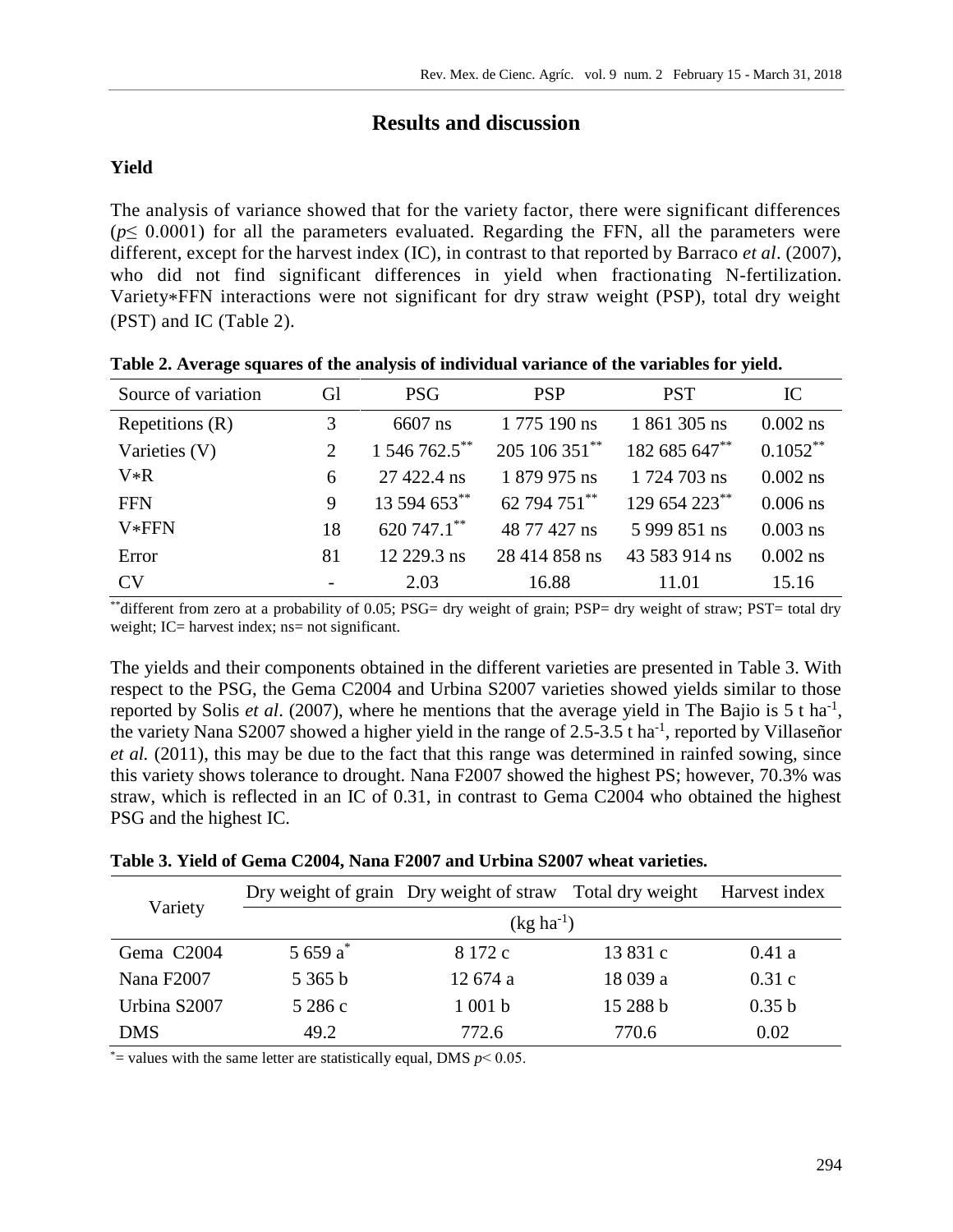## Results and discussion

### Yield

The analysis of variance showed that for the variety factor, there were significant differences ($p \leq 0.0001$) for all the parameters evaluated. Regarding the FFN, all the parameters were different, except for the harvest index (IC), in contrast to that reported by Barraco *et al*. (2007), who did not find significant differences in yield when fractionating N-fertilization. Variety∗FFN interactions were not significant for dry straw weight (PSP), total dry weight (PST) and IC (Table 2).

**Table 2. Average squares of the analysis of individual variance of the variables for yield.**

| Source of variation | Gl | PSG | PSP | PST | IC |
|---|---|---|---|---|---|
| Repetitions (R) | 3 | 6607 ns | 1 775 190 ns | 1 861 305 ns | 0.002 ns |
| Varieties (V) | 2 | 1 546 762.5** | 205 106 351** | 182 685 647** | 0.1052** |
| V∗R | 6 | 27 422.4 ns | 1 879 975 ns | 1 724 703 ns | 0.002 ns |
| FFN | 9 | 13 594 653** | 62 794 751** | 129 654 223** | 0.006 ns |
| V∗FFN | 18 | 620 747.1** | 48 77 427 ns | 5 999 851 ns | 0.003 ns |
| Error | 81 | 12 229.3 ns | 28 414 858 ns | 43 583 914 ns | 0.002 ns |
| CV | - | 2.03 | 16.88 | 11.01 | 15.16 |

**different from zero at a probability of 0.05; PSG= dry weight of grain; PSP= dry weight of straw; PST= total dry weight; IC= harvest index; ns= not significant.

The yields and their components obtained in the different varieties are presented in Table 3. With respect to the PSG, the Gema C2004 and Urbina S2007 varieties showed yields similar to those reported by Solis *et al*. (2007), where he mentions that the average yield in The Bajio is 5 t $ha^{-1}$, the variety Nana S2007 showed a higher yield in the range of 2.5-3.5 t $ha^{-1}$, reported by Villaseñor *et al.* (2011), this may be due to the fact that this range was determined in rainfed sowing, since this variety shows tolerance to drought. Nana F2007 showed the highest PS; however, 70.3% was straw, which is reflected in an IC of 0.31, in contrast to Gema C2004 who obtained the highest PSG and the highest IC.

**Table 3. Yield of Gema C2004, Nana F2007 and Urbina S2007 wheat varieties.**

| Variety | Dry weight of grain | Dry weight of straw | Total dry weight | Harvest index |
|---|---|---|---|---|
| | ($kg\ ha^{-1}$) | | | |
| Gema C2004 | 5 659 a* | 8 172 c | 13 831 c | 0.41 a |
| Nana F2007 | 5 365 b | 12 674 a | 18 039 a | 0.31 c |
| Urbina S2007 | 5 286 c | 1 001 b | 15 288 b | 0.35 b |
| DMS | 49.2 | 772.6 | 770.6 | 0.02 |

*= values with the same letter are statistically equal, DMS $p< 0.05$.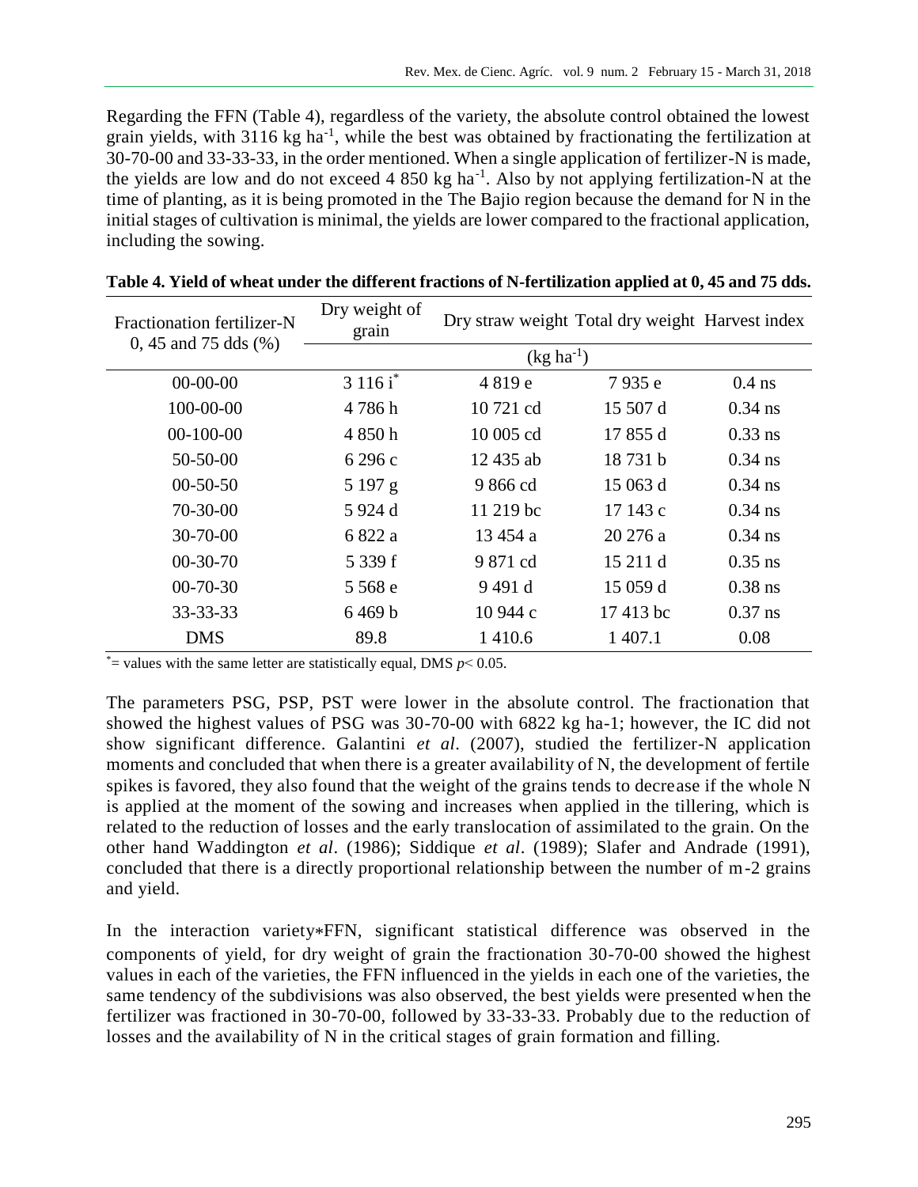Regarding the FFN (Table 4), regardless of the variety, the absolute control obtained the lowest grain yields, with 3116 kg ha$^{-1}$, while the best was obtained by fractionating the fertilization at 30-70-00 and 33-33-33, in the order mentioned. When a single application of fertilizer-N is made, the yields are low and do not exceed 4 850 kg ha$^{-1}$. Also by not applying fertilization-N at the time of planting, as it is being promoted in the The Bajio region because the demand for N in the initial stages of cultivation is minimal, the yields are lower compared to the fractional application, including the sowing.

**Table 4. Yield of wheat under the different fractions of N-fertilization applied at 0, 45 and 75 dds.**

| Fractionation fertilizer-N 0, 45 and 75 dds (%) | Dry weight of grain | Dry straw weight | Total dry weight | Harvest index |
|---|---|---|---|---|
| | (kg ha$^{-1}$) | | | |
| 00-00-00 | 3 116 i* | 4 819 e | 7 935 e | 0.4 ns |
| 100-00-00 | 4 786 h | 10 721 cd | 15 507 d | 0.34 ns |
| 00-100-00 | 4 850 h | 10 005 cd | 17 855 d | 0.33 ns |
| 50-50-00 | 6 296 c | 12 435 ab | 18 731 b | 0.34 ns |
| 00-50-50 | 5 197 g | 9 866 cd | 15 063 d | 0.34 ns |
| 70-30-00 | 5 924 d | 11 219 bc | 17 143 c | 0.34 ns |
| 30-70-00 | 6 822 a | 13 454 a | 20 276 a | 0.34 ns |
| 00-30-70 | 5 339 f | 9 871 cd | 15 211 d | 0.35 ns |
| 00-70-30 | 5 568 e | 9 491 d | 15 059 d | 0.38 ns |
| 33-33-33 | 6 469 b | 10 944 c | 17 413 bc | 0.37 ns |
| DMS | 89.8 | 1 410.6 | 1 407.1 | 0.08 |

*= values with the same letter are statistically equal, DMS $p< 0.05$.

The parameters PSG, PSP, PST were lower in the absolute control. The fractionation that showed the highest values of PSG was 30-70-00 with 6822 kg ha-1; however, the IC did not show significant difference. Galantini *et al*. (2007), studied the fertilizer-N application moments and concluded that when there is a greater availability of N, the development of fertile spikes is favored, they also found that the weight of the grains tends to decrease if the whole N is applied at the moment of the sowing and increases when applied in the tillering, which is related to the reduction of losses and the early translocation of assimilated to the grain. On the other hand Waddington *et al*. (1986); Siddique *et al*. (1989); Slafer and Andrade (1991), concluded that there is a directly proportional relationship between the number of m-2 grains and yield.

In the interaction variety*FFN, significant statistical difference was observed in the components of yield, for dry weight of grain the fractionation 30-70-00 showed the highest values in each of the varieties, the FFN influenced in the yields in each one of the varieties, the same tendency of the subdivisions was also observed, the best yields were presented when the fertilizer was fractioned in 30-70-00, followed by 33-33-33. Probably due to the reduction of losses and the availability of N in the critical stages of grain formation and filling.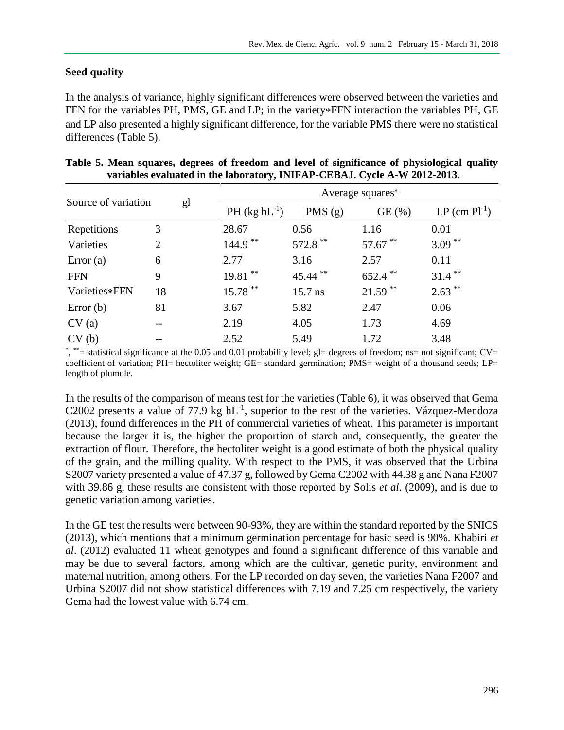### Seed quality

In the analysis of variance, highly significant differences were observed between the varieties and FFN for the variables PH, PMS, GE and LP; in the variety∗FFN interaction the variables PH, GE and LP also presented a highly significant difference, for the variable PMS there were no statistical differences (Table 5).

**Table 5. Mean squares, degrees of freedom and level of significance of physiological quality variables evaluated in the laboratory, INIFAP-CEBAJ. Cycle A-W 2012-2013.**

| Source of variation | gl | Average squares[a] | | | |
|---|---|---|---|---|---|
| | | PH (kg $hL^{-1}$) | PMS (g) | GE (%) | LP (cm $Pl^{-1}$) |
| Repetitions | 3 | 28.67 | 0.56 | 1.16 | 0.01 |
| Varieties | 2 | 144.9 ** | 572.8 ** | 57.67 ** | 3.09 ** |
| Error (a) | 6 | 2.77 | 3.16 | 2.57 | 0.11 |
| FFN | 9 | 19.81 ** | 45.44 ** | 652.4 ** | 31.4 ** |
| Varieties∗FFN | 18 | 15.78 ** | 15.7 ns | 21.59 ** | 2.63 ** |
| Error (b) | 81 | 3.67 | 5.82 | 2.47 | 0.06 |
| CV (a) | -- | 2.19 | 4.05 | 1.73 | 4.69 |
| CV (b) | -- | 2.52 | 5.49 | 1.72 | 3.48 |

*, **= statistical significance at the 0.05 and 0.01 probability level; gl= degrees of freedom; ns= not significant; CV= coefficient of variation; PH= hectoliter weight; GE= standard germination; PMS= weight of a thousand seeds; LP= length of plumule.

In the results of the comparison of means test for the varieties (Table 6), it was observed that Gema C2002 presents a value of 77.9 kg $hL^{-1}$, superior to the rest of the varieties. Vázquez-Mendoza (2013), found differences in the PH of commercial varieties of wheat. This parameter is important because the larger it is, the higher the proportion of starch and, consequently, the greater the extraction of flour. Therefore, the hectoliter weight is a good estimate of both the physical quality of the grain, and the milling quality. With respect to the PMS, it was observed that the Urbina S2007 variety presented a value of 47.37 g, followed by Gema C2002 with 44.38 g and Nana F2007 with 39.86 g, these results are consistent with those reported by Solis *et al*. (2009), and is due to genetic variation among varieties.

In the GE test the results were between 90-93%, they are within the standard reported by the SNICS (2013), which mentions that a minimum germination percentage for basic seed is 90%. Khabiri *et al*. (2012) evaluated 11 wheat genotypes and found a significant difference of this variable and may be due to several factors, among which are the cultivar, genetic purity, environment and maternal nutrition, among others. For the LP recorded on day seven, the varieties Nana F2007 and Urbina S2007 did not show statistical differences with 7.19 and 7.25 cm respectively, the variety Gema had the lowest value with 6.74 cm.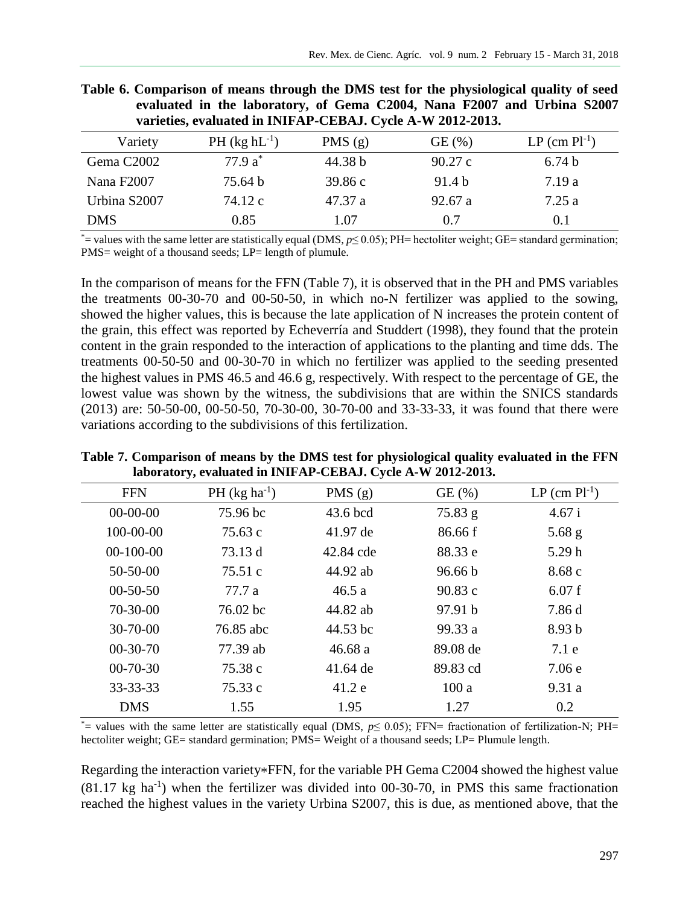**Table 6. Comparison of means through the DMS test for the physiological quality of seed evaluated in the laboratory, of Gema C2004, Nana F2007 and Urbina S2007 varieties, evaluated in INIFAP-CEBAJ. Cycle A-W 2012-2013.**

| Variety | PH (kg $hL^{-1}$) | PMS (g) | GE (%) | LP (cm $Pl^{-1}$) |
|---|---|---|---|---|
| Gema C2002 | 77.9 a* | 44.38 b | 90.27 c | 6.74 b |
| Nana F2007 | 75.64 b | 39.86 c | 91.4 b | 7.19 a |
| Urbina S2007 | 74.12 c | 47.37 a | 92.67 a | 7.25 a |
| DMS | 0.85 | 1.07 | 0.7 | 0.1 |

*= values with the same letter are statistically equal (DMS, $p \leq 0.05$); PH= hectoliter weight; GE= standard germination; PMS= weight of a thousand seeds; LP= length of plumule.

In the comparison of means for the FFN (Table 7), it is observed that in the PH and PMS variables the treatments 00-30-70 and 00-50-50, in which no-N fertilizer was applied to the sowing, showed the higher values, this is because the late application of N increases the protein content of the grain, this effect was reported by Echeverría and Studdert (1998), they found that the protein content in the grain responded to the interaction of applications to the planting and time dds. The treatments 00-50-50 and 00-30-70 in which no fertilizer was applied to the seeding presented the highest values in PMS 46.5 and 46.6 g, respectively. With respect to the percentage of GE, the lowest value was shown by the witness, the subdivisions that are within the SNICS standards (2013) are: 50-50-00, 00-50-50, 70-30-00, 30-70-00 and 33-33-33, it was found that there were variations according to the subdivisions of this fertilization.

**Table 7. Comparison of means by the DMS test for physiological quality evaluated in the FFN laboratory, evaluated in INIFAP-CEBAJ. Cycle A-W 2012-2013.**

| FFN | PH (kg $ha^{-1}$) | PMS (g) | GE (%) | LP (cm $Pl^{-1}$) |
|---|---|---|---|---|
| 00-00-00 | 75.96 bc | 43.6 bcd | 75.83 g | 4.67 i |
| 100-00-00 | 75.63 c | 41.97 de | 86.66 f | 5.68 g |
| 00-100-00 | 73.13 d | 42.84 cde | 88.33 e | 5.29 h |
| 50-50-00 | 75.51 c | 44.92 ab | 96.66 b | 8.68 c |
| 00-50-50 | 77.7 a | 46.5 a | 90.83 c | 6.07 f |
| 70-30-00 | 76.02 bc | 44.82 ab | 97.91 b | 7.86 d |
| 30-70-00 | 76.85 abc | 44.53 bc | 99.33 a | 8.93 b |
| 00-30-70 | 77.39 ab | 46.68 a | 89.08 de | 7.1 e |
| 00-70-30 | 75.38 c | 41.64 de | 89.83 cd | 7.06 e |
| 33-33-33 | 75.33 c | 41.2 e | 100 a | 9.31 a |
| DMS | 1.55 | 1.95 | 1.27 | 0.2 |

*= values with the same letter are statistically equal (DMS, $p \leq 0.05$); FFN= fractionation of fertilization-N; PH= hectoliter weight; GE= standard germination; PMS= Weight of a thousand seeds; LP= Plumule length.

Regarding the interaction variety∗FFN, for the variable PH Gema C2004 showed the highest value (81.17 kg $ha^{-1}$) when the fertilizer was divided into 00-30-70, in PMS this same fractionation reached the highest values in the variety Urbina S2007, this is due, as mentioned above, that the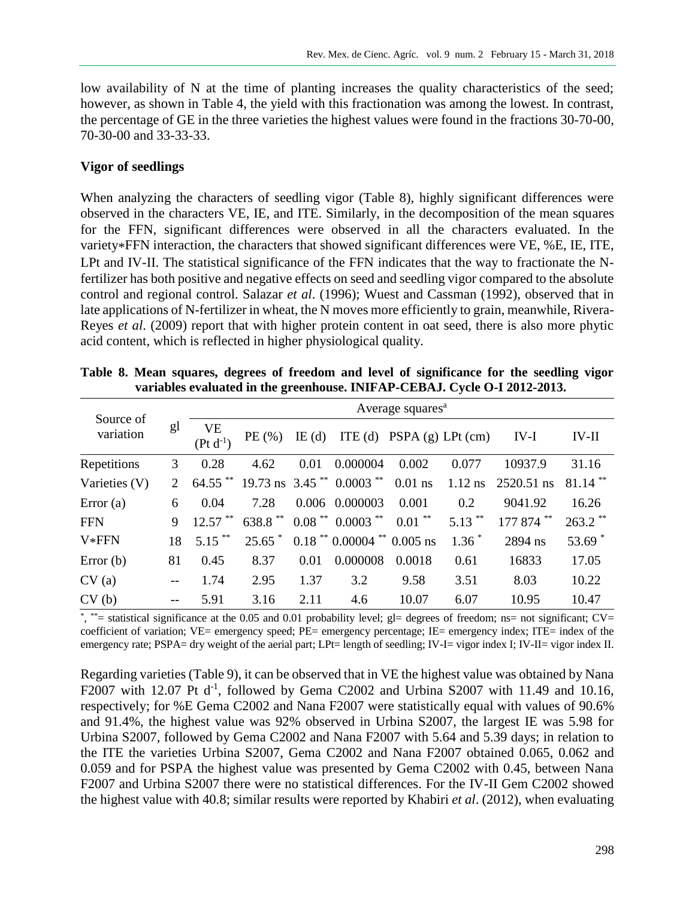low availability of N at the time of planting increases the quality characteristics of the seed; however, as shown in Table 4, the yield with this fractionation was among the lowest. In contrast, the percentage of GE in the three varieties the highest values were found in the fractions 30-70-00, 70-30-00 and 33-33-33.

**Vigor of seedlings**

When analyzing the characters of seedling vigor (Table 8), highly significant differences were observed in the characters VE, IE, and ITE. Similarly, in the decomposition of the mean squares for the FFN, significant differences were observed in all the characters evaluated. In the variety∗FFN interaction, the characters that showed significant differences were VE, %E, IE, ITE, LPt and IV-II. The statistical significance of the FFN indicates that the way to fractionate the N-fertilizer has both positive and negative effects on seed and seedling vigor compared to the absolute control and regional control. Salazar *et al*. (1996); Wuest and Cassman (1992), observed that in late applications of N-fertilizer in wheat, the N moves more efficiently to grain, meanwhile, Rivera-Reyes *et al*. (2009) report that with higher protein content in oat seed, there is also more phytic acid content, which is reflected in higher physiological quality.

**Table 8. Mean squares, degrees of freedom and level of significance for the seedling vigor variables evaluated in the greenhouse. INIFAP-CEBAJ. Cycle O-I 2012-2013.**

| Source of variation | gl | Average squares[a] | | | | | | | |
|---|---|---|---|---|---|---|---|---|---|
| | | VE ($Pt\ d^{-1}$) | PE (%) | IE (d) | ITE (d) | PSPA (g) | LPt (cm) | IV-I | IV-II |
| Repetitions | 3 | 0.28 | 4.62 | 0.01 | 0.000004 | 0.002 | 0.077 | 10937.9 | 31.16 |
| Varieties (V) | 2 | 64.55 ** | 19.73 ns | 3.45 ** | 0.0003 ** | 0.01 ns | 1.12 ns | 2520.51 ns | 81.14 ** |
| Error (a) | 6 | 0.04 | 7.28 | 0.006 | 0.000003 | 0.001 | 0.2 | 9041.92 | 16.26 |
| FFN | 9 | 12.57 ** | 638.8 ** | 0.08 ** | 0.0003 ** | 0.01 ** | 5.13 ** | 177 874 ** | 263.2 ** |
| V∗FFN | 18 | 5.15 ** | 25.65 * | 0.18 ** | 0.00004 ** | 0.005 ns | 1.36 * | 2894 ns | 53.69 * |
| Error (b) | 81 | 0.45 | 8.37 | 0.01 | 0.000008 | 0.0018 | 0.61 | 16833 | 17.05 |
| CV (a) | -- | 1.74 | 2.95 | 1.37 | 3.2 | 9.58 | 3.51 | 8.03 | 10.22 |
| CV (b) | -- | 5.91 | 3.16 | 2.11 | 4.6 | 10.07 | 6.07 | 10.95 | 10.47 |

*, **= statistical significance at the 0.05 and 0.01 probability level; gl= degrees of freedom; ns= not significant; CV= coefficient of variation; VE= emergency speed; PE= emergency percentage; IE= emergency index; ITE= index of the emergency rate; PSPA= dry weight of the aerial part; LPt= length of seedling; IV-I= vigor index I; IV-II= vigor index II.

Regarding varieties (Table 9), it can be observed that in VE the highest value was obtained by Nana F2007 with 12.07 Pt $d^{-1}$, followed by Gema C2002 and Urbina S2007 with 11.49 and 10.16, respectively; for %E Gema C2002 and Nana F2007 were statistically equal with values of 90.6% and 91.4%, the highest value was 92% observed in Urbina S2007, the largest IE was 5.98 for Urbina S2007, followed by Gema C2002 and Nana F2007 with 5.64 and 5.39 days; in relation to the ITE the varieties Urbina S2007, Gema C2002 and Nana F2007 obtained 0.065, 0.062 and 0.059 and for PSPA the highest value was presented by Gema C2002 with 0.45, between Nana F2007 and Urbina S2007 there were no statistical differences. For the IV-II Gem C2002 showed the highest value with 40.8; similar results were reported by Khabiri *et al*. (2012), when evaluating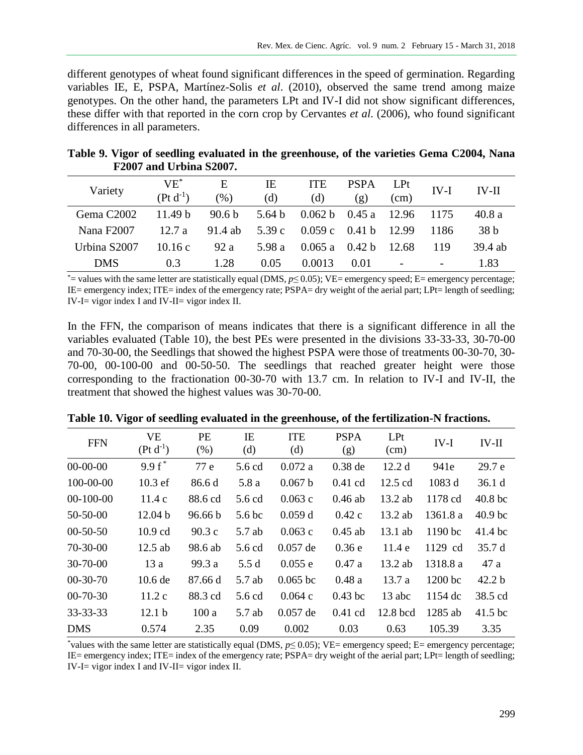different genotypes of wheat found significant differences in the speed of germination. Regarding variables IE, E, PSPA, Martínez-Solis *et al*. (2010), observed the same trend among maize genotypes. On the other hand, the parameters LPt and IV-I did not show significant differences, these differ with that reported in the corn crop by Cervantes *et al*. (2006), who found significant differences in all parameters.

**Table 9. Vigor of seedling evaluated in the greenhouse, of the varieties Gema C2004, Nana F2007 and Urbina S2007.**

| Variety | VE* (Pt $d^{-1}$) | E (%) | IE (d) | ITE (d) | PSPA (g) | LPt (cm) | IV-I | IV-II |
|---|---|---|---|---|---|---|---|---|
| Gema C2002 | 11.49 b | 90.6 b | 5.64 b | 0.062 b | 0.45 a | 12.96 | 1175 | 40.8 a |
| Nana F2007 | 12.7 a | 91.4 ab | 5.39 c | 0.059 c | 0.41 b | 12.99 | 1186 | 38 b |
| Urbina S2007 | 10.16 c | 92 a | 5.98 a | 0.065 a | 0.42 b | 12.68 | 119 | 39.4 ab |
| DMS | 0.3 | 1.28 | 0.05 | 0.0013 | 0.01 | - | - | 1.83 |

*= values with the same letter are statistically equal (DMS, $p \leq 0.05$); VE= emergency speed; E= emergency percentage; IE= emergency index; ITE= index of the emergency rate; PSPA= dry weight of the aerial part; LPt= length of seedling; IV-I= vigor index I and IV-II= vigor index II.

In the FFN, the comparison of means indicates that there is a significant difference in all the variables evaluated (Table 10), the best PEs were presented in the divisions 33-33-33, 30-70-00 and 70-30-00, the Seedlings that showed the highest PSPA were those of treatments 00-30-70, 30-70-00, 00-100-00 and 00-50-50. The seedlings that reached greater height were those corresponding to the fractionation 00-30-70 with 13.7 cm. In relation to IV-I and IV-II, the treatment that showed the highest values was 30-70-00.

**Table 10. Vigor of seedling evaluated in the greenhouse, of the fertilization-N fractions.**

| FFN | VE (Pt $d^{-1}$) | PE (%) | IE (d) | ITE (d) | PSPA (g) | LPt (cm) | IV-I | IV-II |
|---|---|---|---|---|---|---|---|---|
| 00-00-00 | 9.9 f* | 77 e | 5.6 cd | 0.072 a | 0.38 de | 12.2 d | 941e | 29.7 e |
| 100-00-00 | 10.3 ef | 86.6 d | 5.8 a | 0.067 b | 0.41 cd | 12.5 cd | 1083 d | 36.1 d |
| 00-100-00 | 11.4 c | 88.6 cd | 5.6 cd | 0.063 c | 0.46 ab | 13.2 ab | 1178 cd | 40.8 bc |
| 50-50-00 | 12.04 b | 96.66 b | 5.6 bc | 0.059 d | 0.42 c | 13.2 ab | 1361.8 a | 40.9 bc |
| 00-50-50 | 10.9 cd | 90.3 c | 5.7 ab | 0.063 c | 0.45 ab | 13.1 ab | 1190 bc | 41.4 bc |
| 70-30-00 | 12.5 ab | 98.6 ab | 5.6 cd | 0.057 de | 0.36 e | 11.4 e | 1129 cd | 35.7 d |
| 30-70-00 | 13 a | 99.3 a | 5.5 d | 0.055 e | 0.47 a | 13.2 ab | 1318.8 a | 47 a |
| 00-30-70 | 10.6 de | 87.66 d | 5.7 ab | 0.065 bc | 0.48 a | 13.7 a | 1200 bc | 42.2 b |
| 00-70-30 | 11.2 c | 88.3 cd | 5.6 cd | 0.064 c | 0.43 bc | 13 abc | 1154 dc | 38.5 cd |
| 33-33-33 | 12.1 b | 100 a | 5.7 ab | 0.057 de | 0.41 cd | 12.8 bcd | 1285 ab | 41.5 bc |
| DMS | 0.574 | 2.35 | 0.09 | 0.002 | 0.03 | 0.63 | 105.39 | 3.35 |

*values with the same letter are statistically equal (DMS, $p \leq 0.05$); VE= emergency speed; E= emergency percentage; IE= emergency index; ITE= index of the emergency rate; PSPA= dry weight of the aerial part; LPt= length of seedling; IV-I= vigor index I and IV-II= vigor index II.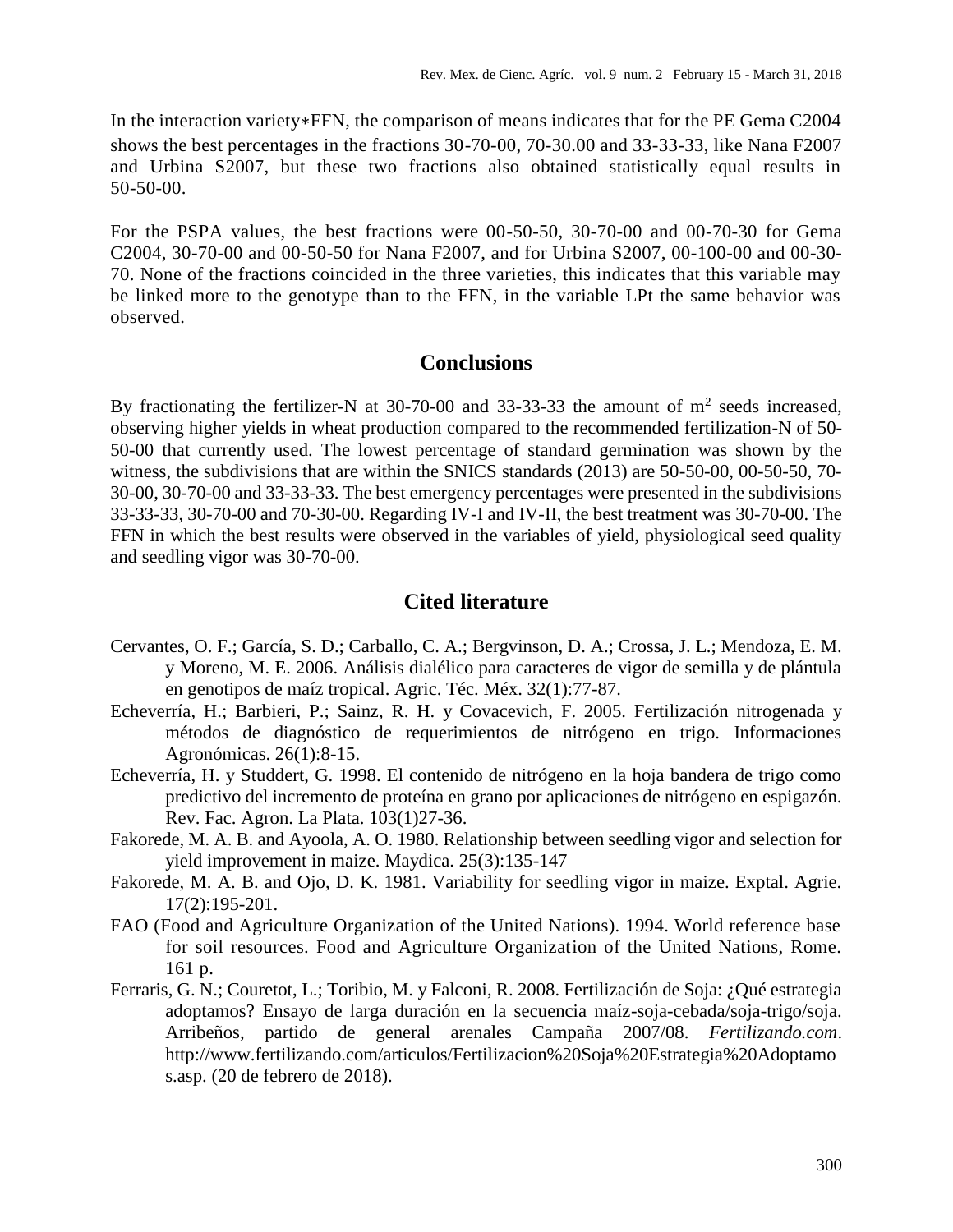In the interaction variety∗FFN, the comparison of means indicates that for the PE Gema C2004 shows the best percentages in the fractions 30-70-00, 70-30.00 and 33-33-33, like Nana F2007 and Urbina S2007, but these two fractions also obtained statistically equal results in 50-50-00.

For the PSPA values, the best fractions were 00-50-50, 30-70-00 and 00-70-30 for Gema C2004, 30-70-00 and 00-50-50 for Nana F2007, and for Urbina S2007, 00-100-00 and 00-30-70. None of the fractions coincided in the three varieties, this indicates that this variable may be linked more to the genotype than to the FFN, in the variable LPt the same behavior was observed.

## Conclusions

By fractionating the fertilizer-N at 30-70-00 and 33-33-33 the amount of $m^2$ seeds increased, observing higher yields in wheat production compared to the recommended fertilization-N of 50-50-00 that currently used. The lowest percentage of standard germination was shown by the witness, the subdivisions that are within the SNICS standards (2013) are 50-50-00, 00-50-50, 70-30-00, 30-70-00 and 33-33-33. The best emergency percentages were presented in the subdivisions 33-33-33, 30-70-00 and 70-30-00. Regarding IV-I and IV-II, the best treatment was 30-70-00. The FFN in which the best results were observed in the variables of yield, physiological seed quality and seedling vigor was 30-70-00.

## Cited literature

Cervantes, O. F.; García, S. D.; Carballo, C. A.; Bergvinson, D. A.; Crossa, J. L.; Mendoza, E. M. y Moreno, M. E. 2006. Análisis dialélico para caracteres de vigor de semilla y de plántula en genotipos de maíz tropical. Agric. Téc. Méx. 32(1):77-87.

Echeverría, H.; Barbieri, P.; Sainz, R. H. y Covacevich, F. 2005. Fertilización nitrogenada y métodos de diagnóstico de requerimientos de nitrógeno en trigo. Informaciones Agronómicas. 26(1):8-15.

Echeverría, H. y Studdert, G. 1998. El contenido de nitrógeno en la hoja bandera de trigo como predictivo del incremento de proteína en grano por aplicaciones de nitrógeno en espigazón. Rev. Fac. Agron. La Plata. 103(1)27-36.

Fakorede, M. A. B. and Ayoola, A. O. 1980. Relationship between seedling vigor and selection for yield improvement in maize. Maydica. 25(3):135-147

Fakorede, M. A. B. and Ojo, D. K. 1981. Variability for seedling vigor in maize. Exptal. Agrie. 17(2):195-201.

FAO (Food and Agriculture Organization of the United Nations). 1994. World reference base for soil resources. Food and Agriculture Organization of the United Nations, Rome. 161 p.

Ferraris, G. N.; Couretot, L.; Toribio, M. y Falconi, R. 2008. Fertilización de Soja: ¿Qué estrategia adoptamos? Ensayo de larga duración en la secuencia maíz-soja-cebada/soja-trigo/soja. Arribeños, partido de general arenales Campaña 2007/08. *Fertilizando.com*. http://www.fertilizando.com/articulos/Fertilizacion%20Soja%20Estrategia%20Adoptamos.asp. (20 de febrero de 2018).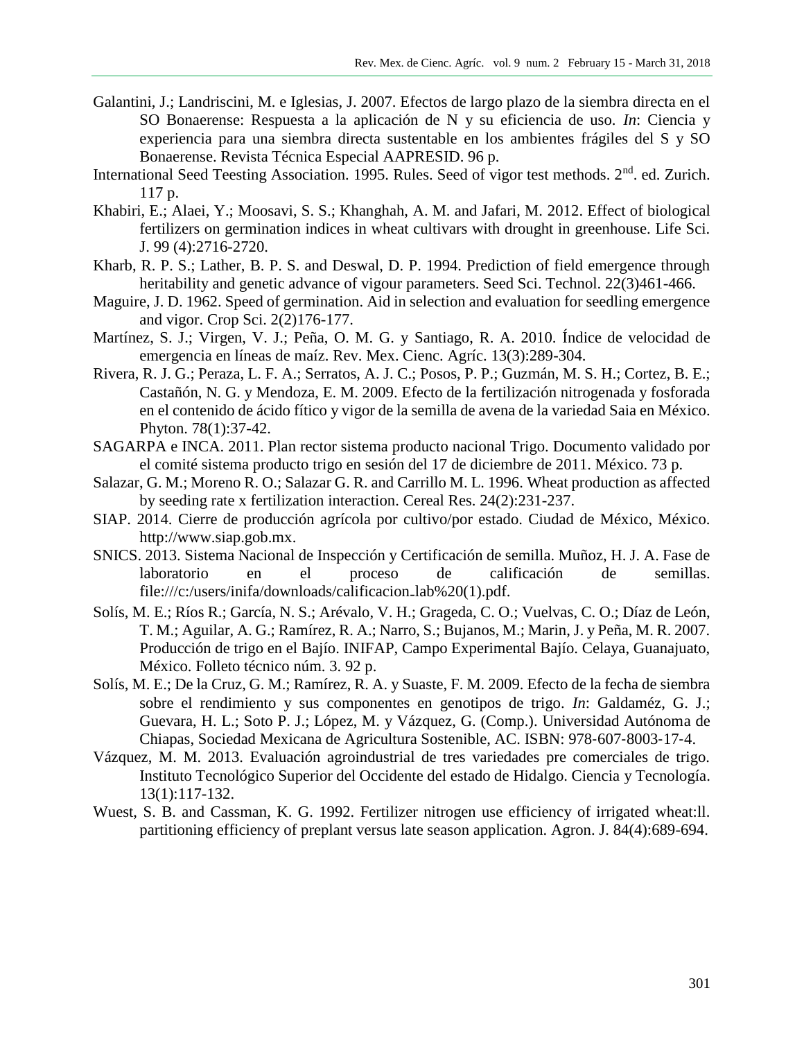Galantini, J.; Landriscini, M. e Iglesias, J. 2007. Efectos de largo plazo de la siembra directa en el SO Bonaerense: Respuesta a la aplicación de N y su eficiencia de uso. *In*: Ciencia y experiencia para una siembra directa sustentable en los ambientes frágiles del S y SO Bonaerense. Revista Técnica Especial AAPRESID. 96 p.

International Seed Teesting Association. 1995. Rules. Seed of vigor test methods. 2nd. ed. Zurich. 117 p.

Khabiri, E.; Alaei, Y.; Moosavi, S. S.; Khanghah, A. M. and Jafari, M. 2012. Effect of biological fertilizers on germination indices in wheat cultivars with drought in greenhouse. Life Sci. J. 99 (4):2716-2720.

Kharb, R. P. S.; Lather, B. P. S. and Deswal, D. P. 1994. Prediction of field emergence through heritability and genetic advance of vigour parameters. Seed Sci. Technol. 22(3)461-466.

Maguire, J. D. 1962. Speed of germination. Aid in selection and evaluation for seedling emergence and vigor. Crop Sci. 2(2)176-177.

Martínez, S. J.; Virgen, V. J.; Peña, O. M. G. y Santiago, R. A. 2010. Índice de velocidad de emergencia en líneas de maíz. Rev. Mex. Cienc. Agríc. 13(3):289-304.

Rivera, R. J. G.; Peraza, L. F. A.; Serratos, A. J. C.; Posos, P. P.; Guzmán, M. S. H.; Cortez, B. E.; Castañón, N. G. y Mendoza, E. M. 2009. Efecto de la fertilización nitrogenada y fosforada en el contenido de ácido fítico y vigor de la semilla de avena de la variedad Saia en México. Phyton. 78(1):37-42.

SAGARPA e INCA. 2011. Plan rector sistema producto nacional Trigo. Documento validado por el comité sistema producto trigo en sesión del 17 de diciembre de 2011. México. 73 p.

Salazar, G. M.; Moreno R. O.; Salazar G. R. and Carrillo M. L. 1996. Wheat production as affected by seeding rate x fertilization interaction. Cereal Res. 24(2):231-237.

SIAP. 2014. Cierre de producción agrícola por cultivo/por estado. Ciudad de México, México. http://www.siap.gob.mx.

SNICS. 2013. Sistema Nacional de Inspección y Certificación de semilla. Muñoz, H. J. A. Fase de laboratorio en el proceso de calificación de semillas. file:///c:/users/inifa/downloads/calificacion_lab%20(1).pdf.

Solís, M. E.; Ríos R.; García, N. S.; Arévalo, V. H.; Grageda, C. O.; Vuelvas, C. O.; Díaz de León, T. M.; Aguilar, A. G.; Ramírez, R. A.; Narro, S.; Bujanos, M.; Marin, J. y Peña, M. R. 2007. Producción de trigo en el Bajío. INIFAP, Campo Experimental Bajío. Celaya, Guanajuato, México. Folleto técnico núm. 3. 92 p.

Solís, M. E.; De la Cruz, G. M.; Ramírez, R. A. y Suaste, F. M. 2009. Efecto de la fecha de siembra sobre el rendimiento y sus componentes en genotipos de trigo. *In*: Galdaméz, G. J.; Guevara, H. L.; Soto P. J.; López, M. y Vázquez, G. (Comp.). Universidad Autónoma de Chiapas, Sociedad Mexicana de Agricultura Sostenible, AC. ISBN: 978-607-8003-17-4.

Vázquez, M. M. 2013. Evaluación agroindustrial de tres variedades pre comerciales de trigo. Instituto Tecnológico Superior del Occidente del estado de Hidalgo. Ciencia y Tecnología. 13(1):117-132.

Wuest, S. B. and Cassman, K. G. 1992. Fertilizer nitrogen use efficiency of irrigated wheat:ll. partitioning efficiency of preplant versus late season application. Agron. J. 84(4):689-694.